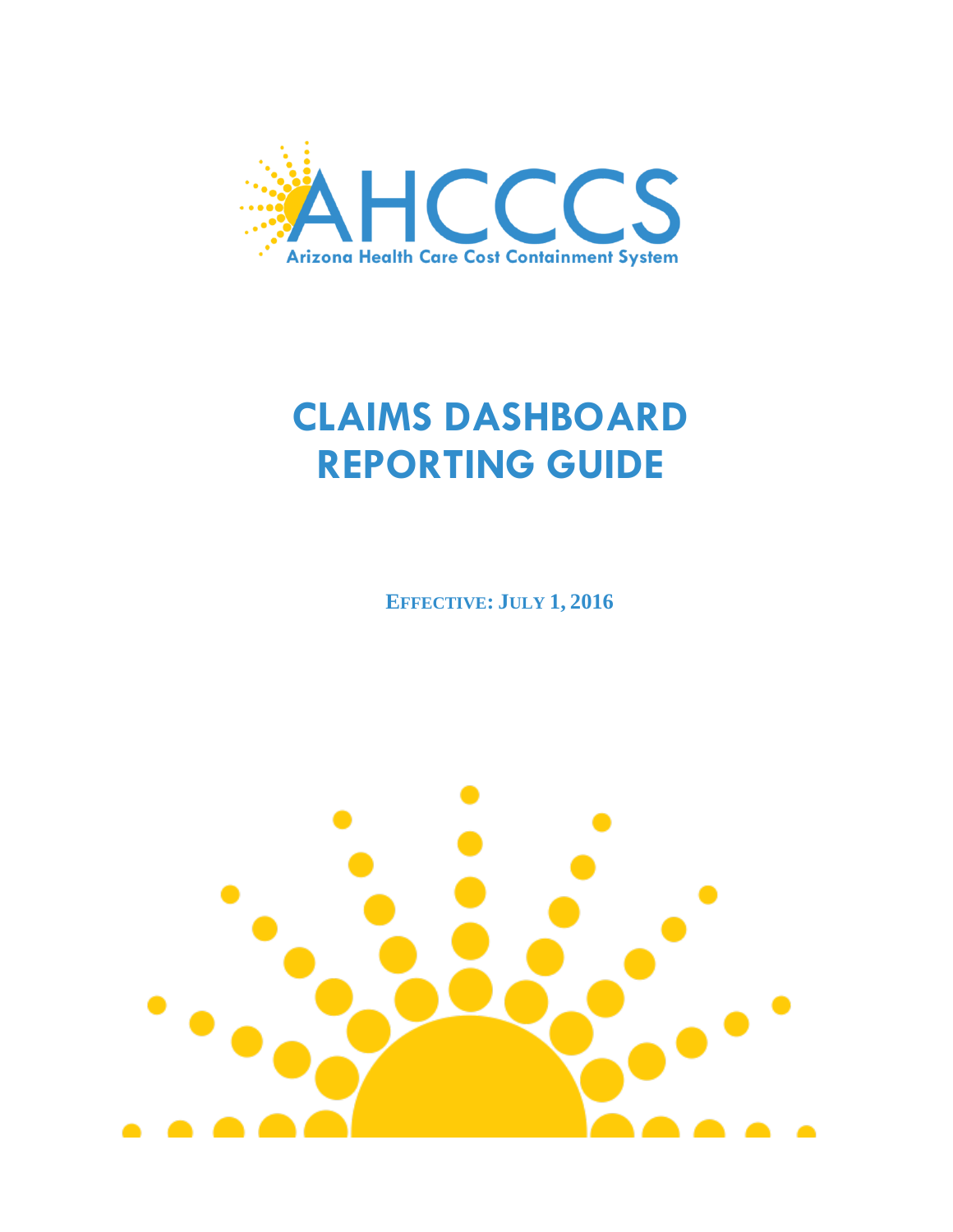AHCCCS

Arizona Health Care Cost Containment System

# CLAIMS DASHBOARD REPORTING GUIDE

**EFFECTIVE: JULY 1, 2016**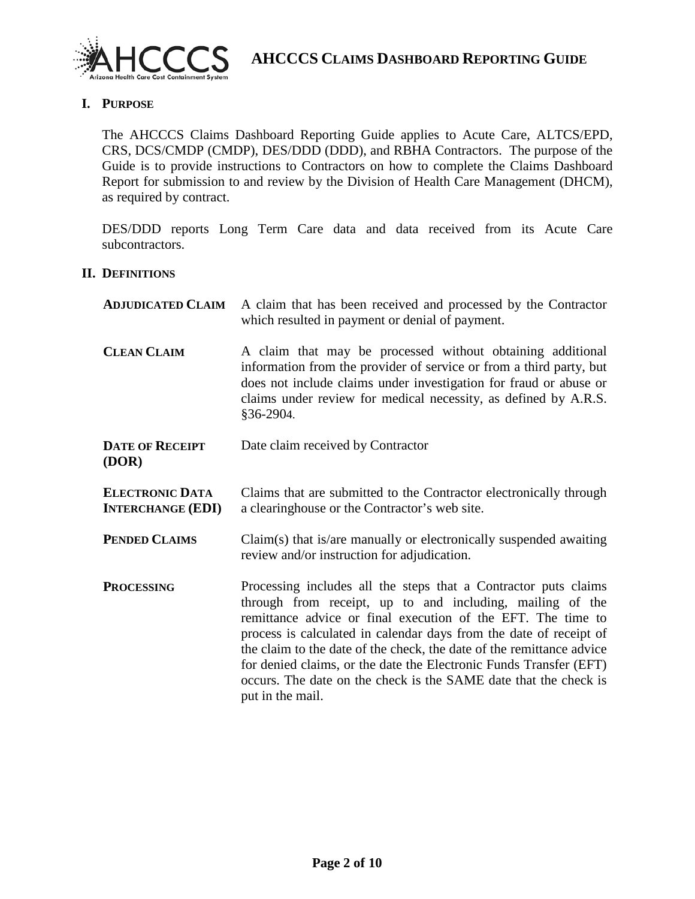## I. Purpose

The AHCCCS Claims Dashboard Reporting Guide applies to Acute Care, ALTCS/EPD, CRS, DCS/CMDP (CMDP), DES/DDD (DDD), and RBHA Contractors. The purpose of the Guide is to provide instructions to Contractors on how to complete the Claims Dashboard Report for submission to and review by the Division of Health Care Management (DHCM), as required by contract.

DES/DDD reports Long Term Care data and data received from its Acute Care subcontractors.

## II. Definitions

**Adjudicated Claim** — A claim that has been received and processed by the Contractor which resulted in payment or denial of payment.

**Clean Claim** — A claim that may be processed without obtaining additional information from the provider of service or from a third party, but does not include claims under investigation for fraud or abuse or claims under review for medical necessity, as defined by A.R.S. §36-2904.

**Date of Receipt (DOR)** — Date claim received by Contractor

**Electronic Data Interchange (EDI)** — Claims that are submitted to the Contractor electronically through a clearinghouse or the Contractor's web site.

**Pended Claims** — Claim(s) that is/are manually or electronically suspended awaiting review and/or instruction for adjudication.

**Processing** — Processing includes all the steps that a Contractor puts claims through from receipt, up to and including, mailing of the remittance advice or final execution of the EFT. The time to process is calculated in calendar days from the date of receipt of the claim to the date of the check, the date of the remittance advice for denied claims, or the date the Electronic Funds Transfer (EFT) occurs. The date on the check is the SAME date that the check is put in the mail.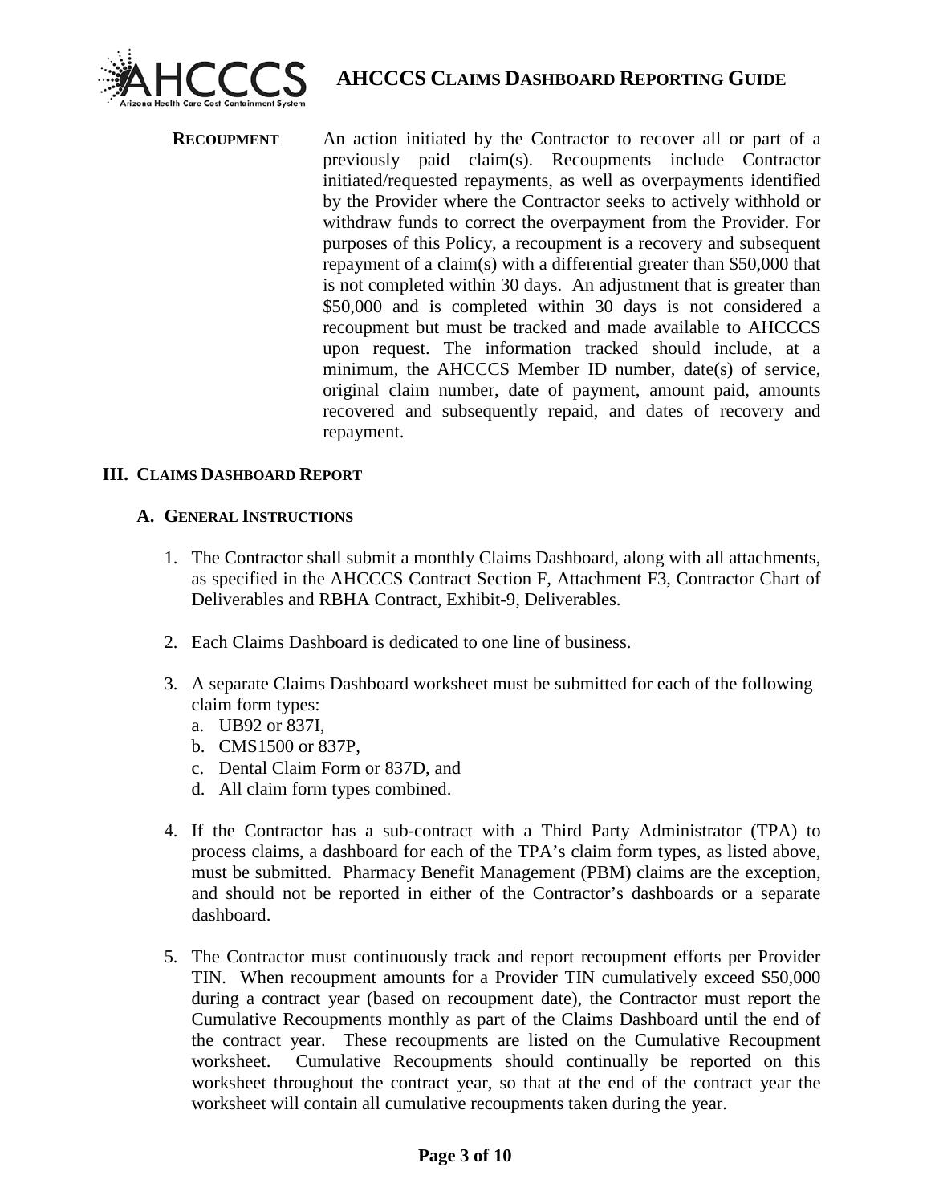**RECOUPMENT** An action initiated by the Contractor to recover all or part of a previously paid claim(s). Recoupments include Contractor initiated/requested repayments, as well as overpayments identified by the Provider where the Contractor seeks to actively withhold or withdraw funds to correct the overpayment from the Provider. For purposes of this Policy, a recoupment is a recovery and subsequent repayment of a claim(s) with a differential greater than $50,000 that is not completed within 30 days. An adjustment that is greater than $50,000 and is completed within 30 days is not considered a recoupment but must be tracked and made available to AHCCCS upon request. The information tracked should include, at a minimum, the AHCCCS Member ID number, date(s) of service, original claim number, date of payment, amount paid, amounts recovered and subsequently repaid, and dates of recovery and repayment.

## III. CLAIMS DASHBOARD REPORT

### A. GENERAL INSTRUCTIONS

1. The Contractor shall submit a monthly Claims Dashboard, along with all attachments, as specified in the AHCCCS Contract Section F, Attachment F3, Contractor Chart of Deliverables and RBHA Contract, Exhibit-9, Deliverables.

2. Each Claims Dashboard is dedicated to one line of business.

3. A separate Claims Dashboard worksheet must be submitted for each of the following claim form types:
   a. UB92 or 837I,
   b. CMS1500 or 837P,
   c. Dental Claim Form or 837D, and
   d. All claim form types combined.

4. If the Contractor has a sub-contract with a Third Party Administrator (TPA) to process claims, a dashboard for each of the TPA's claim form types, as listed above, must be submitted. Pharmacy Benefit Management (PBM) claims are the exception, and should not be reported in either of the Contractor's dashboards or a separate dashboard.

5. The Contractor must continuously track and report recoupment efforts per Provider TIN. When recoupment amounts for a Provider TIN cumulatively exceed $50,000 during a contract year (based on recoupment date), the Contractor must report the Cumulative Recoupments monthly as part of the Claims Dashboard until the end of the contract year. These recoupments are listed on the Cumulative Recoupment worksheet. Cumulative Recoupments should continually be reported on this worksheet throughout the contract year, so that at the end of the contract year the worksheet will contain all cumulative recoupments taken during the year.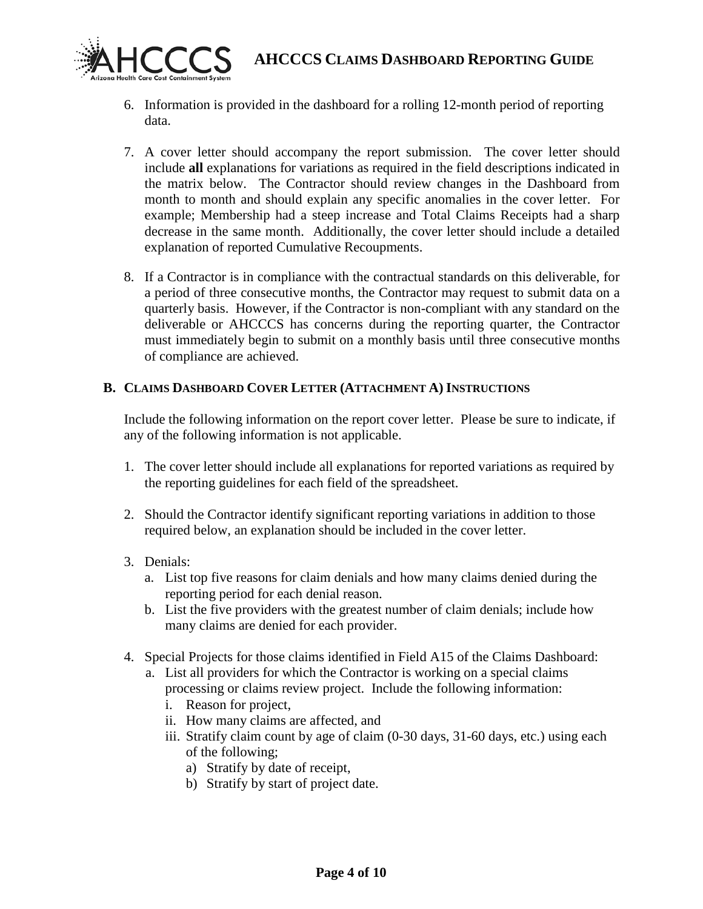6. Information is provided in the dashboard for a rolling 12-month period of reporting data.

7. A cover letter should accompany the report submission. The cover letter should include **all** explanations for variations as required in the field descriptions indicated in the matrix below. The Contractor should review changes in the Dashboard from month to month and should explain any specific anomalies in the cover letter. For example; Membership had a steep increase and Total Claims Receipts had a sharp decrease in the same month. Additionally, the cover letter should include a detailed explanation of reported Cumulative Recoupments.

8. If a Contractor is in compliance with the contractual standards on this deliverable, for a period of three consecutive months, the Contractor may request to submit data on a quarterly basis. However, if the Contractor is non-compliant with any standard on the deliverable or AHCCCS has concerns during the reporting quarter, the Contractor must immediately begin to submit on a monthly basis until three consecutive months of compliance are achieved.

### B. Claims Dashboard Cover Letter (Attachment A) Instructions

Include the following information on the report cover letter. Please be sure to indicate, if any of the following information is not applicable.

1. The cover letter should include all explanations for reported variations as required by the reporting guidelines for each field of the spreadsheet.

2. Should the Contractor identify significant reporting variations in addition to those required below, an explanation should be included in the cover letter.

3. Denials:
   a. List top five reasons for claim denials and how many claims denied during the reporting period for each denial reason.
   b. List the five providers with the greatest number of claim denials; include how many claims are denied for each provider.

4. Special Projects for those claims identified in Field A15 of the Claims Dashboard:
   a. List all providers for which the Contractor is working on a special claims processing or claims review project. Include the following information:
      i. Reason for project,
      ii. How many claims are affected, and
      iii. Stratify claim count by age of claim (0-30 days, 31-60 days, etc.) using each of the following;
         a) Stratify by date of receipt,
         b) Stratify by start of project date.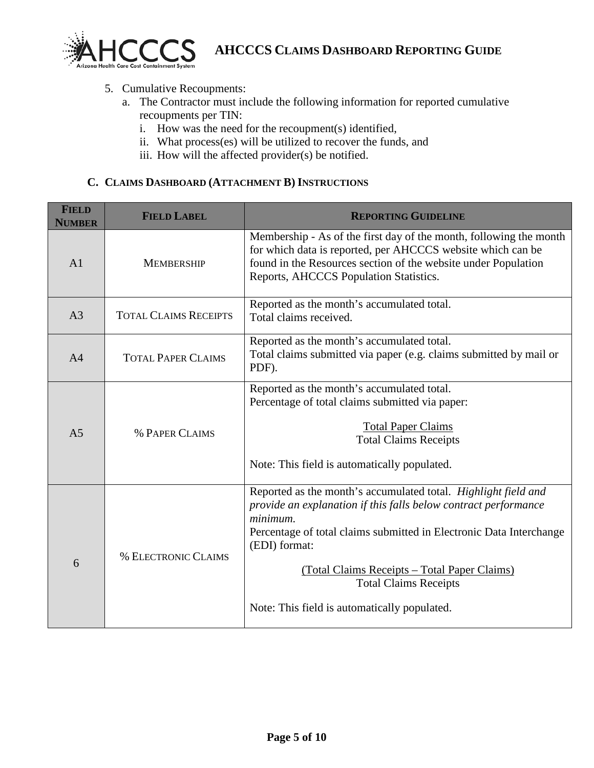5. Cumulative Recoupments:
   a. The Contractor must include the following information for reported cumulative recoupments per TIN:
      i. How was the need for the recoupment(s) identified,
      ii. What process(es) will be utilized to recover the funds, and
      iii. How will the affected provider(s) be notified.

### C. Claims Dashboard (Attachment B) Instructions

| Field Number | Field Label | Reporting Guideline |
|---|---|---|
| A1 | Membership | Membership - As of the first day of the month, following the month for which data is reported, per AHCCCS website which can be found in the Resources section of the website under Population Reports, AHCCCS Population Statistics. |
| A3 | Total Claims Receipts | Reported as the month's accumulated total.<br>Total claims received. |
| A4 | Total Paper Claims | Reported as the month's accumulated total.<br>Total claims submitted via paper (e.g. claims submitted by mail or PDF). |
| A5 | % Paper Claims | Reported as the month's accumulated total.<br>Percentage of total claims submitted via paper:<br><br>$\frac{\text{Total Paper Claims}}{\text{Total Claims Receipts}}$<br><br>Note: This field is automatically populated. |
| 6 | % Electronic Claims | Reported as the month's accumulated total. *Highlight field and provide an explanation if this falls below contract performance minimum.*<br>Percentage of total claims submitted in Electronic Data Interchange (EDI) format:<br><br>$\frac{\text{(Total Claims Receipts – Total Paper Claims)}}{\text{Total Claims Receipts}}$<br><br>Note: This field is automatically populated. |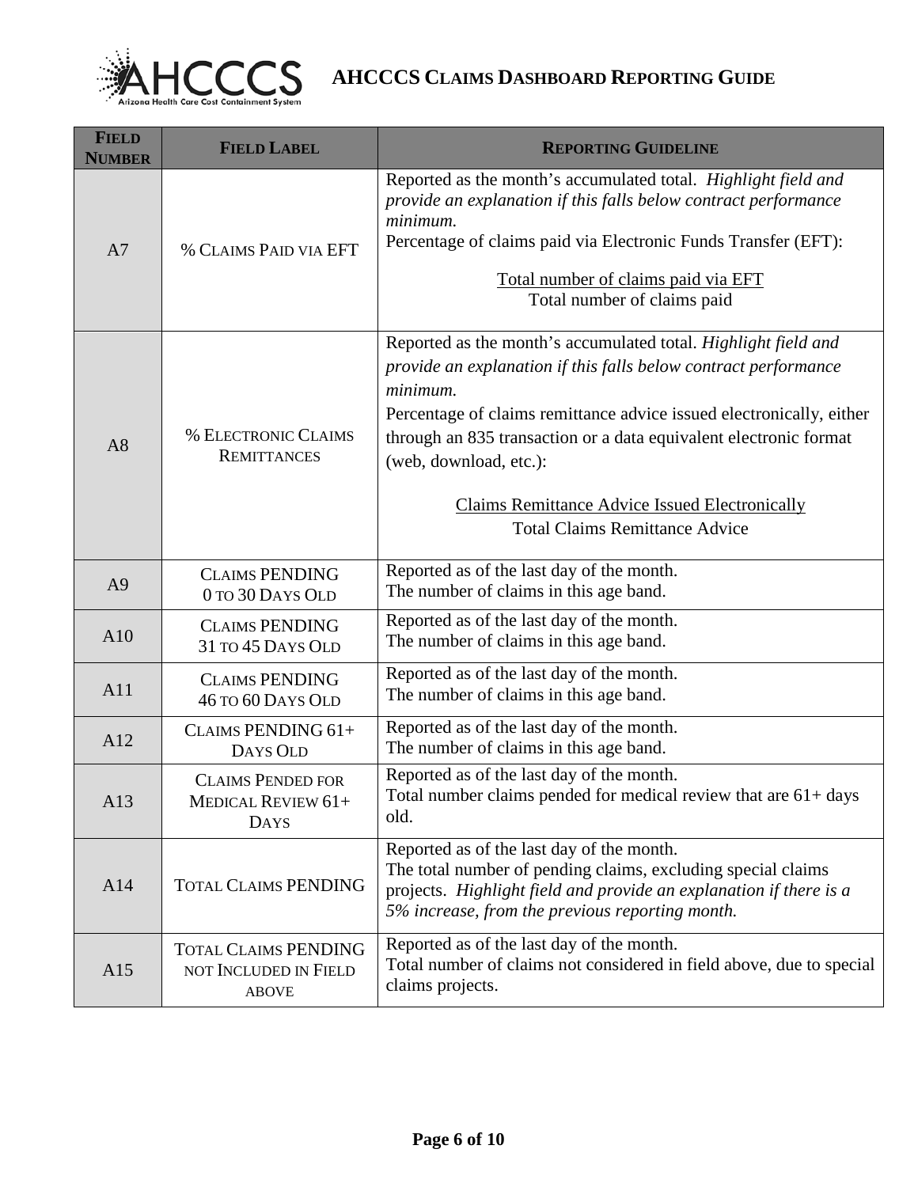| Field Number | Field Label | Reporting Guideline |
|---|---|---|
| A7 | % Claims Paid via EFT | Reported as the month's accumulated total. *Highlight field and provide an explanation if this falls below contract performance minimum.*<br>Percentage of claims paid via Electronic Funds Transfer (EFT):<br>$$\frac{\text{Total number of claims paid via EFT}}{\text{Total number of claims paid}}$$ |
| A8 | % Electronic Claims Remittances | Reported as the month's accumulated total. *Highlight field and provide an explanation if this falls below contract performance minimum.*<br>Percentage of claims remittance advice issued electronically, either through an 835 transaction or a data equivalent electronic format (web, download, etc.):<br>$$\frac{\text{Claims Remittance Advice Issued Electronically}}{\text{Total Claims Remittance Advice}}$$ |
| A9 | Claims Pending 0 to 30 Days Old | Reported as of the last day of the month.<br>The number of claims in this age band. |
| A10 | Claims Pending 31 to 45 Days Old | Reported as of the last day of the month.<br>The number of claims in this age band. |
| A11 | Claims Pending 46 to 60 Days Old | Reported as of the last day of the month.<br>The number of claims in this age band. |
| A12 | Claims Pending 61+ Days Old | Reported as of the last day of the month.<br>The number of claims in this age band. |
| A13 | Claims Pended for Medical Review 61+ Days | Reported as of the last day of the month.<br>Total number claims pended for medical review that are 61+ days old. |
| A14 | Total Claims Pending | Reported as of the last day of the month.<br>The total number of pending claims, excluding special claims projects. *Highlight field and provide an explanation if there is a 5% increase, from the previous reporting month.* |
| A15 | Total Claims Pending not Included in Field above | Reported as of the last day of the month.<br>Total number of claims not considered in field above, due to special claims projects. |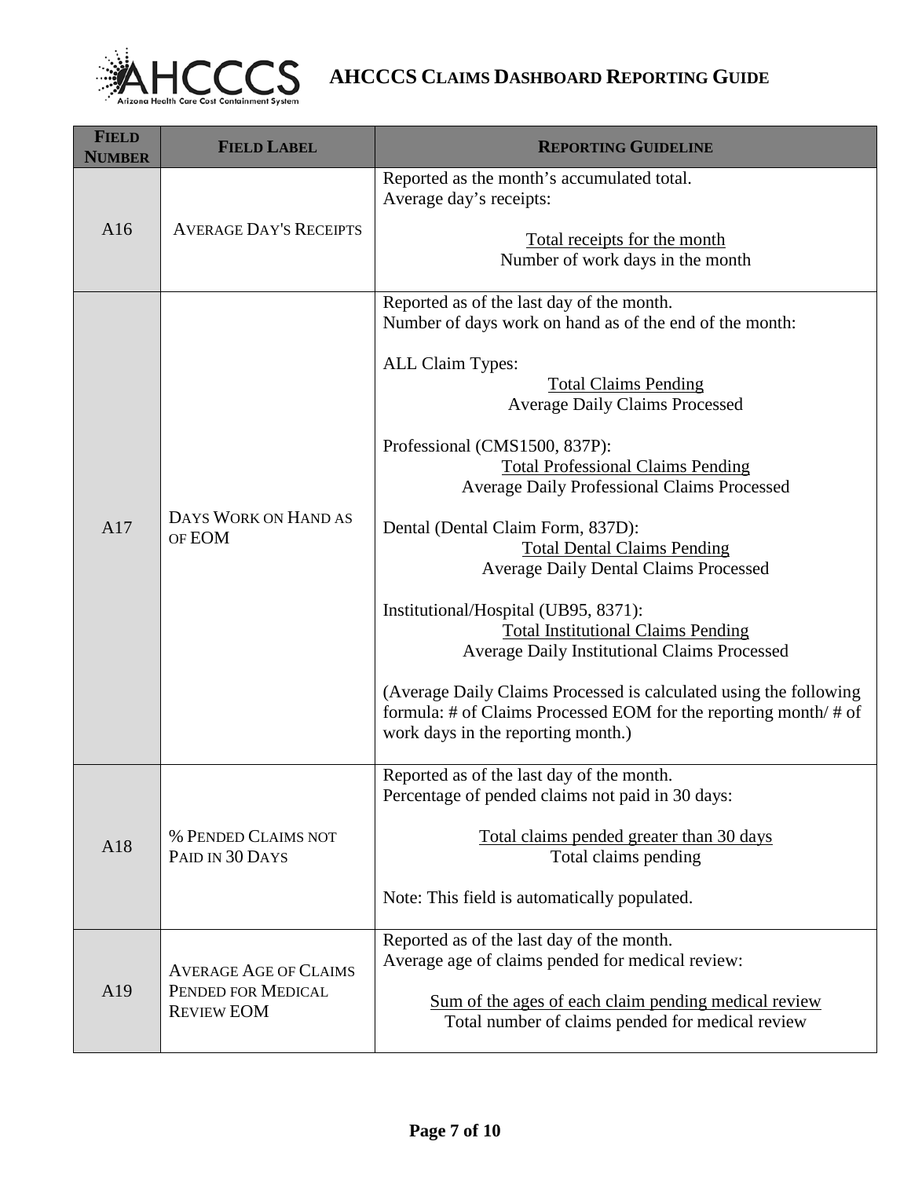| Field Number | Field Label | Reporting Guideline |
|---|---|---|
| A16 | Average Day's Receipts | Reported as the month's accumulated total.<br>Average day's receipts:<br><br>$\frac{\text{Total receipts for the month}}{\text{Number of work days in the month}}$ |
| A17 | Days Work on Hand as of EOM | Reported as of the last day of the month.<br>Number of days work on hand as of the end of the month:<br><br>ALL Claim Types:<br>$\frac{\text{Total Claims Pending}}{\text{Average Daily Claims Processed}}$<br><br>Professional (CMS1500, 837P):<br>$\frac{\text{Total Professional Claims Pending}}{\text{Average Daily Professional Claims Processed}}$<br><br>Dental (Dental Claim Form, 837D):<br>$\frac{\text{Total Dental Claims Pending}}{\text{Average Daily Dental Claims Processed}}$<br><br>Institutional/Hospital (UB95, 8371):<br>$\frac{\text{Total Institutional Claims Pending}}{\text{Average Daily Institutional Claims Processed}}$<br><br>(Average Daily Claims Processed is calculated using the following formula: # of Claims Processed EOM for the reporting month/ # of work days in the reporting month.) |
| A18 | % Pended Claims not Paid in 30 Days | Reported as of the last day of the month.<br>Percentage of pended claims not paid in 30 days:<br><br>$\frac{\text{Total claims pended greater than 30 days}}{\text{Total claims pending}}$<br><br>Note: This field is automatically populated. |
| A19 | Average Age of Claims Pended for Medical Review EOM | Reported as of the last day of the month.<br>Average age of claims pended for medical review:<br><br>$\frac{\text{Sum of the ages of each claim pending medical review}}{\text{Total number of claims pended for medical review}}$ |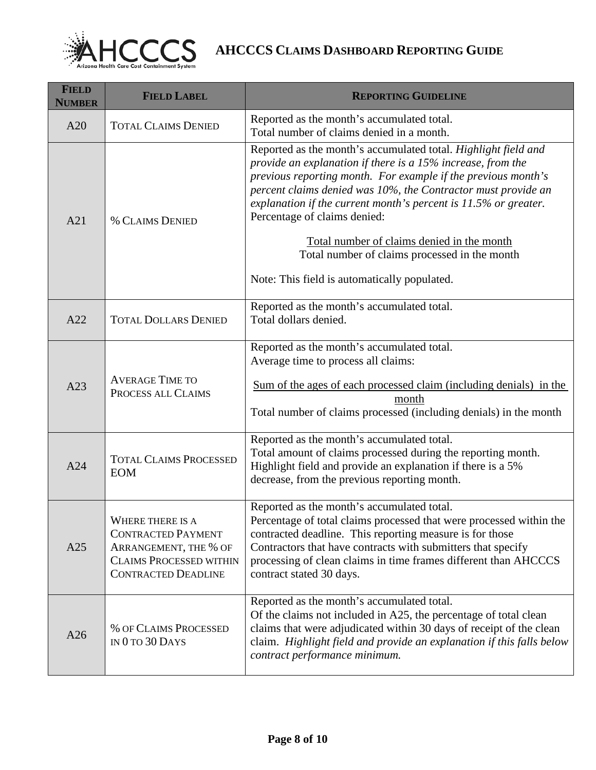| FIELD NUMBER | FIELD LABEL | REPORTING GUIDELINE |
|---|---|---|
| A20 | TOTAL CLAIMS DENIED | Reported as the month's accumulated total.<br>Total number of claims denied in a month. |
| A21 | % CLAIMS DENIED | Reported as the month's accumulated total. *Highlight field and provide an explanation if there is a 15% increase, from the previous reporting month. For example if the previous month's percent claims denied was 10%, the Contractor must provide an explanation if the current month's percent is 11.5% or greater.*<br>Percentage of claims denied:<br><br>$\frac{\text{Total number of claims denied in the month}}{\text{Total number of claims processed in the month}}$<br><br>Note: This field is automatically populated. |
| A22 | TOTAL DOLLARS DENIED | Reported as the month's accumulated total.<br>Total dollars denied. |
| A23 | AVERAGE TIME TO PROCESS ALL CLAIMS | Reported as the month's accumulated total.<br>Average time to process all claims:<br><br>$\frac{\text{Sum of the ages of each processed claim (including denials) in the month}}{\text{Total number of claims processed (including denials) in the month}}$ |
| A24 | TOTAL CLAIMS PROCESSED EOM | Reported as the month's accumulated total.<br>Total amount of claims processed during the reporting month. Highlight field and provide an explanation if there is a 5% decrease, from the previous reporting month. |
| A25 | WHERE THERE IS A CONTRACTED PAYMENT ARRANGEMENT, THE % OF CLAIMS PROCESSED WITHIN CONTRACTED DEADLINE | Reported as the month's accumulated total.<br>Percentage of total claims processed that were processed within the contracted deadline. This reporting measure is for those Contractors that have contracts with submitters that specify processing of clean claims in time frames different than AHCCCS contract stated 30 days. |
| A26 | % OF CLAIMS PROCESSED IN 0 TO 30 DAYS | Reported as the month's accumulated total.<br>Of the claims not included in A25, the percentage of total clean claims that were adjudicated within 30 days of receipt of the clean claim. *Highlight field and provide an explanation if this falls below contract performance minimum.* |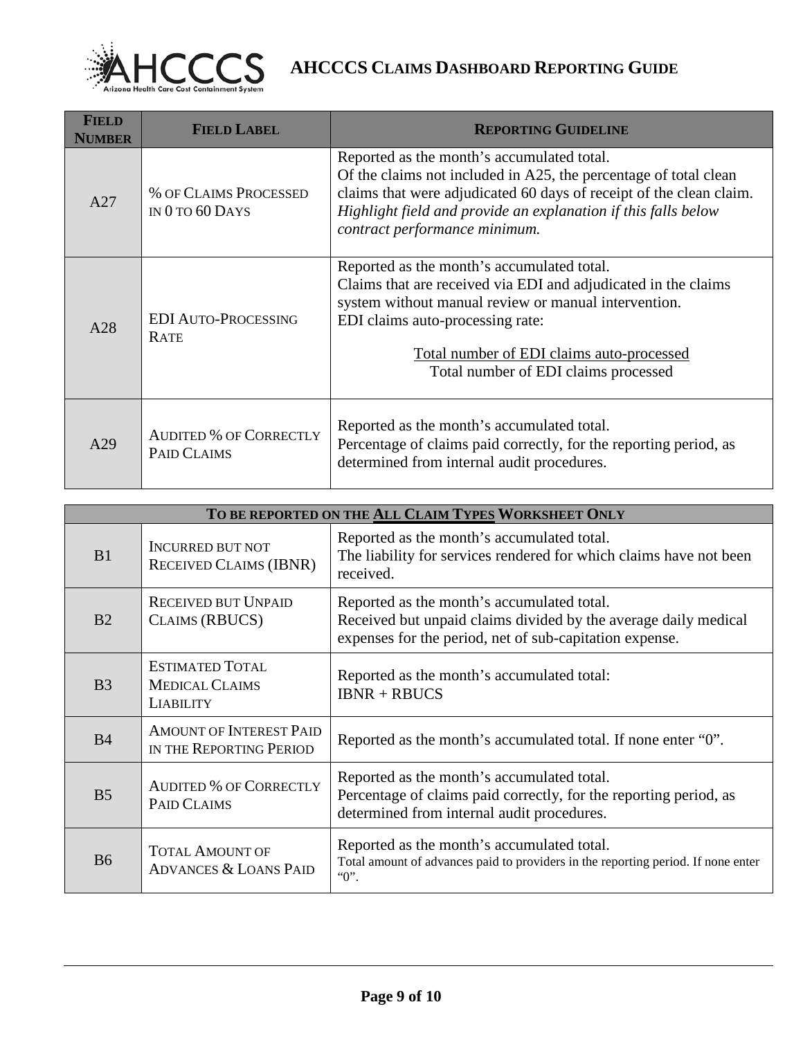| Field Number | Field Label | Reporting Guideline |
|---|---|---|
| A27 | % of Claims Processed in 0 to 60 Days | Reported as the month's accumulated total. Of the claims not included in A25, the percentage of total clean claims that were adjudicated 60 days of receipt of the clean claim. *Highlight field and provide an explanation if this falls below contract performance minimum.* |
| A28 | EDI Auto-Processing Rate | Reported as the month's accumulated total. Claims that are received via EDI and adjudicated in the claims system without manual review or manual intervention. EDI claims auto-processing rate: $\frac{\text{Total number of EDI claims auto-processed}}{\text{Total number of EDI claims processed}}$ |
| A29 | Audited % of Correctly Paid Claims | Reported as the month's accumulated total. Percentage of claims paid correctly, for the reporting period, as determined from internal audit procedures. |

| To be reported on the All Claim Types Worksheet Only | | |
|---|---|---|
| B1 | Incurred but not Received Claims (IBNR) | Reported as the month's accumulated total. The liability for services rendered for which claims have not been received. |
| B2 | Received but Unpaid Claims (RBUCS) | Reported as the month's accumulated total. Received but unpaid claims divided by the average daily medical expenses for the period, net of sub-capitation expense. |
| B3 | Estimated Total Medical Claims Liability | Reported as the month's accumulated total: IBNR + RBUCS |
| B4 | Amount of Interest Paid in the Reporting Period | Reported as the month's accumulated total. If none enter "0". |
| B5 | Audited % of Correctly Paid Claims | Reported as the month's accumulated total. Percentage of claims paid correctly, for the reporting period, as determined from internal audit procedures. |
| B6 | Total Amount of Advances & Loans Paid | Reported as the month's accumulated total. Total amount of advances paid to providers in the reporting period. If none enter "0". |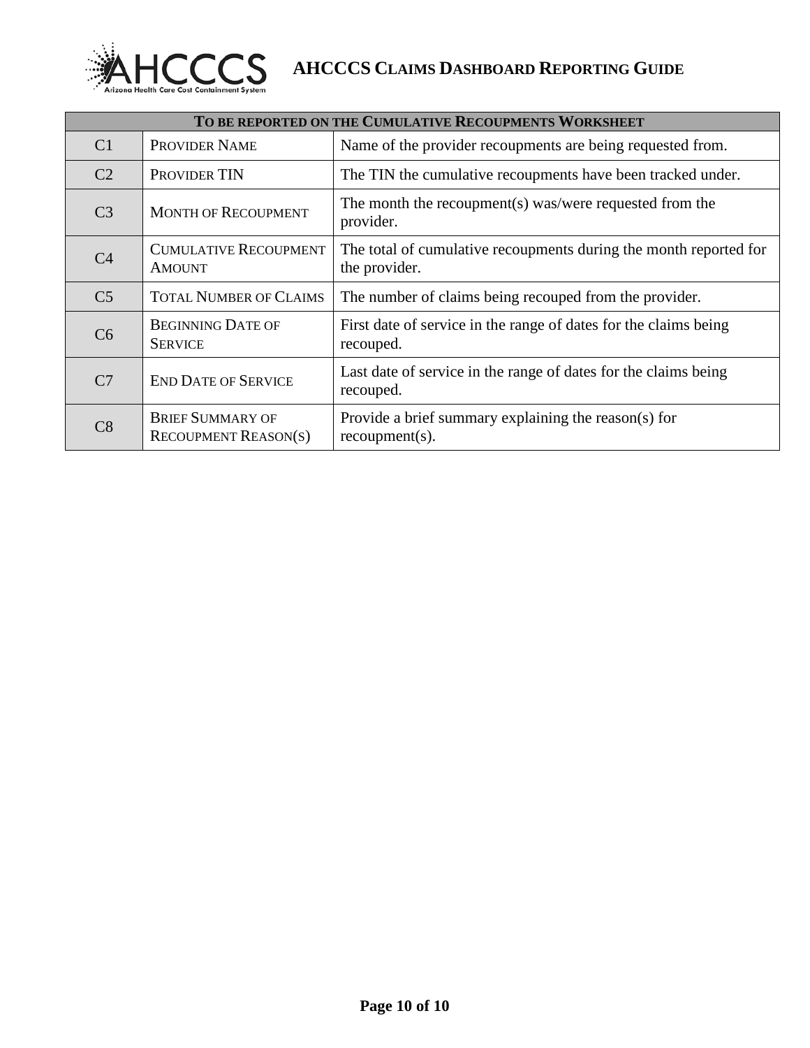| To be reported on the Cumulative Recoupments Worksheet | | |
|---|---|---|
| C1 | Provider Name | Name of the provider recoupments are being requested from. |
| C2 | Provider TIN | The TIN the cumulative recoupments have been tracked under. |
| C3 | Month of Recoupment | The month the recoupment(s) was/were requested from the provider. |
| C4 | Cumulative Recoupment Amount | The total of cumulative recoupments during the month reported for the provider. |
| C5 | Total Number of Claims | The number of claims being recouped from the provider. |
| C6 | Beginning Date of Service | First date of service in the range of dates for the claims being recouped. |
| C7 | End Date of Service | Last date of service in the range of dates for the claims being recouped. |
| C8 | Brief Summary of Recoupment Reason(s) | Provide a brief summary explaining the reason(s) for recoupment(s). |